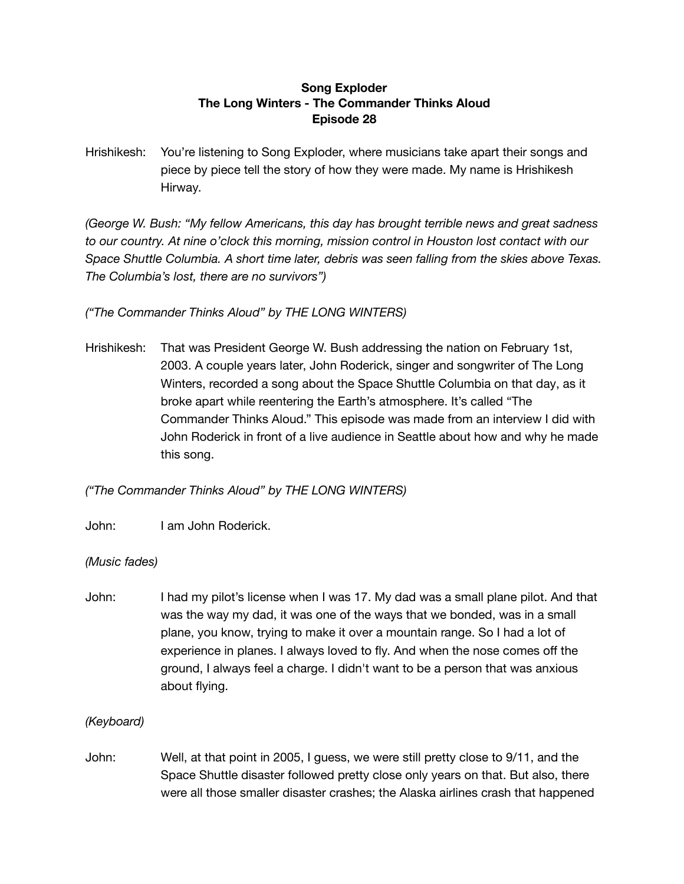**Song Exploder**
**The Long Winters - The Commander Thinks Aloud**
**Episode 28**

Hrishikesh: You're listening to Song Exploder, where musicians take apart their songs and piece by piece tell the story of how they were made. My name is Hrishikesh Hirway.

*(George W. Bush: "My fellow Americans, this day has brought terrible news and great sadness to our country. At nine o'clock this morning, mission control in Houston lost contact with our Space Shuttle Columbia. A short time later, debris was seen falling from the skies above Texas. The Columbia's lost, there are no survivors")*

*("The Commander Thinks Aloud" by THE LONG WINTERS)*

Hrishikesh: That was President George W. Bush addressing the nation on February 1st, 2003. A couple years later, John Roderick, singer and songwriter of The Long Winters, recorded a song about the Space Shuttle Columbia on that day, as it broke apart while reentering the Earth's atmosphere. It's called "The Commander Thinks Aloud." This episode was made from an interview I did with John Roderick in front of a live audience in Seattle about how and why he made this song.

*("The Commander Thinks Aloud" by THE LONG WINTERS)*

John: I am John Roderick.

*(Music fades)*

John: I had my pilot's license when I was 17. My dad was a small plane pilot. And that was the way my dad, it was one of the ways that we bonded, was in a small plane, you know, trying to make it over a mountain range. So I had a lot of experience in planes. I always loved to fly. And when the nose comes off the ground, I always feel a charge. I didn't want to be a person that was anxious about flying.

*(Keyboard)*

John: Well, at that point in 2005, I guess, we were still pretty close to 9/11, and the Space Shuttle disaster followed pretty close only years on that. But also, there were all those smaller disaster crashes; the Alaska airlines crash that happened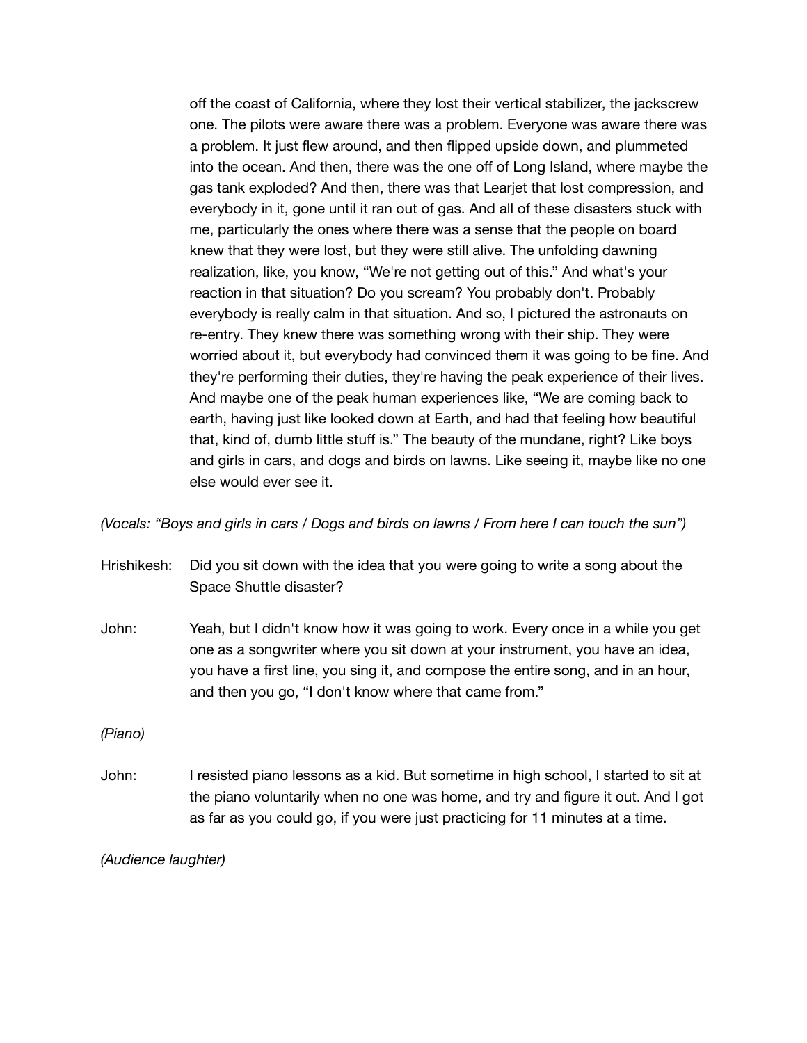off the coast of California, where they lost their vertical stabilizer, the jackscrew one. The pilots were aware there was a problem. Everyone was aware there was a problem. It just flew around, and then flipped upside down, and plummeted into the ocean. And then, there was the one off of Long Island, where maybe the gas tank exploded? And then, there was that Learjet that lost compression, and everybody in it, gone until it ran out of gas. And all of these disasters stuck with me, particularly the ones where there was a sense that the people on board knew that they were lost, but they were still alive. The unfolding dawning realization, like, you know, "We're not getting out of this." And what's your reaction in that situation? Do you scream? You probably don't. Probably everybody is really calm in that situation. And so, I pictured the astronauts on re-entry. They knew there was something wrong with their ship. They were worried about it, but everybody had convinced them it was going to be fine. And they're performing their duties, they're having the peak experience of their lives. And maybe one of the peak human experiences like, "We are coming back to earth, having just like looked down at Earth, and had that feeling how beautiful that, kind of, dumb little stuff is." The beauty of the mundane, right? Like boys and girls in cars, and dogs and birds on lawns. Like seeing it, maybe like no one else would ever see it.

*(Vocals: "Boys and girls in cars / Dogs and birds on lawns / From here I can touch the sun")*

Hrishikesh: Did you sit down with the idea that you were going to write a song about the Space Shuttle disaster?

John: Yeah, but I didn't know how it was going to work. Every once in a while you get one as a songwriter where you sit down at your instrument, you have an idea, you have a first line, you sing it, and compose the entire song, and in an hour, and then you go, "I don't know where that came from."

*(Piano)*

John: I resisted piano lessons as a kid. But sometime in high school, I started to sit at the piano voluntarily when no one was home, and try and figure it out. And I got as far as you could go, if you were just practicing for 11 minutes at a time.

*(Audience laughter)*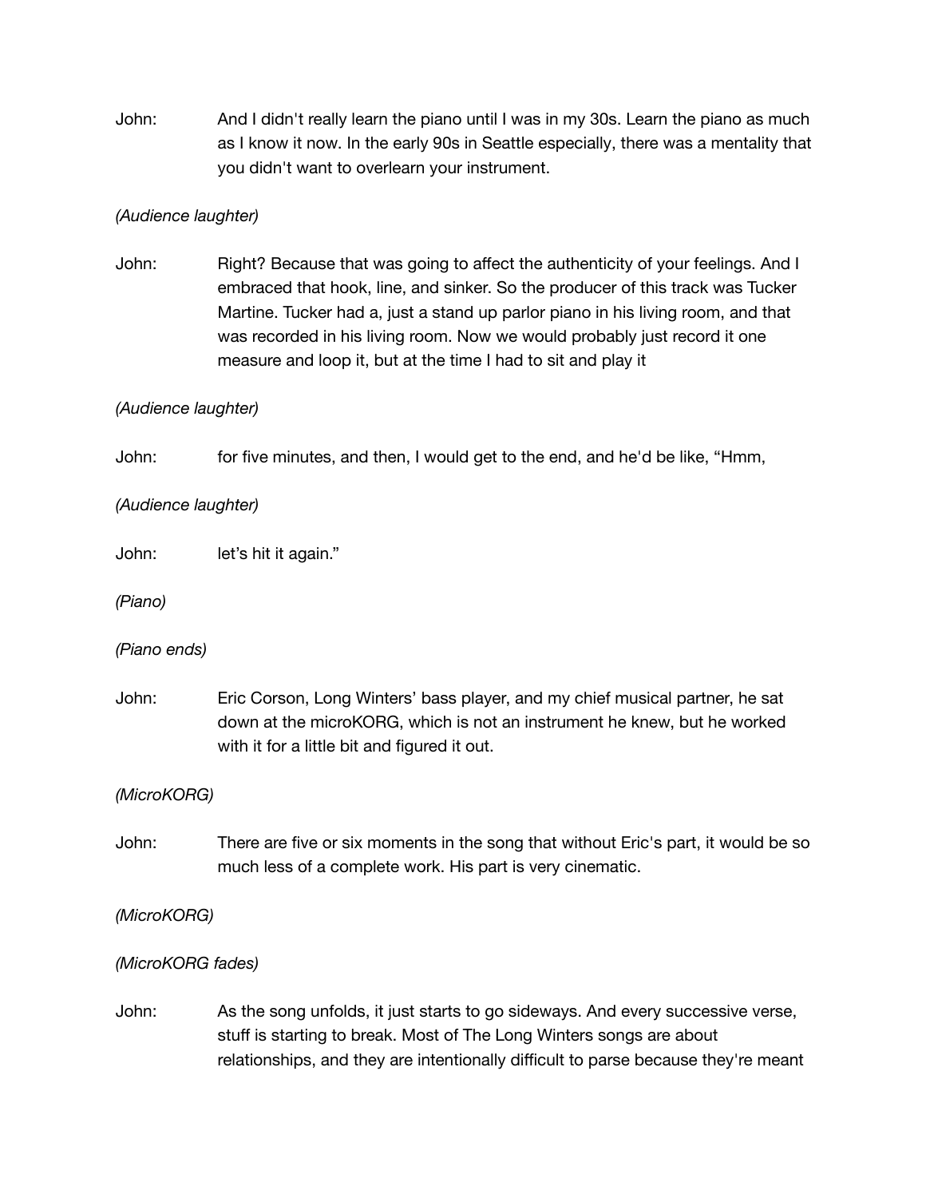John: And I didn't really learn the piano until I was in my 30s. Learn the piano as much as I know it now. In the early 90s in Seattle especially, there was a mentality that you didn't want to overlearn your instrument.

*(Audience laughter)*

John: Right? Because that was going to affect the authenticity of your feelings. And I embraced that hook, line, and sinker. So the producer of this track was Tucker Martine. Tucker had a, just a stand up parlor piano in his living room, and that was recorded in his living room. Now we would probably just record it one measure and loop it, but at the time I had to sit and play it

*(Audience laughter)*

John: for five minutes, and then, I would get to the end, and he'd be like, "Hmm,

*(Audience laughter)*

John: let's hit it again."

*(Piano)*

*(Piano ends)*

John: Eric Corson, Long Winters' bass player, and my chief musical partner, he sat down at the microKORG, which is not an instrument he knew, but he worked with it for a little bit and figured it out.

*(MicroKORG)*

John: There are five or six moments in the song that without Eric's part, it would be so much less of a complete work. His part is very cinematic.

*(MicroKORG)*

*(MicroKORG fades)*

John: As the song unfolds, it just starts to go sideways. And every successive verse, stuff is starting to break. Most of The Long Winters songs are about relationships, and they are intentionally difficult to parse because they're meant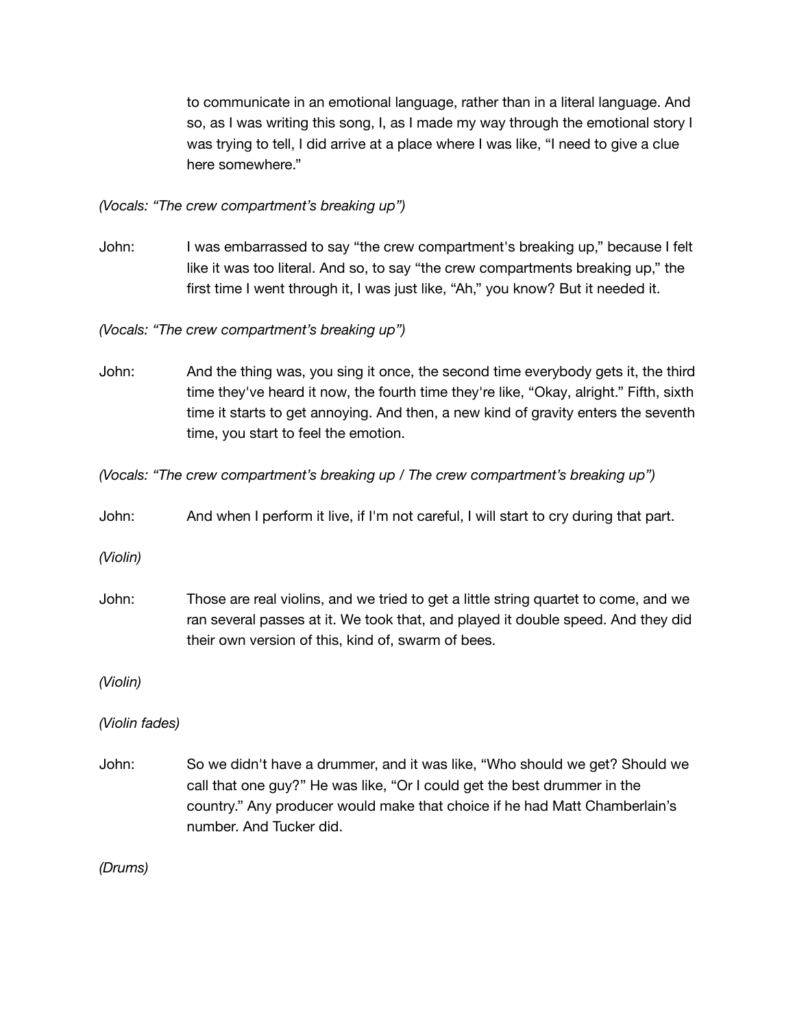to communicate in an emotional language, rather than in a literal language. And so, as I was writing this song, I, as I made my way through the emotional story I was trying to tell, I did arrive at a place where I was like, "I need to give a clue here somewhere."

*(Vocals: "The crew compartment's breaking up")*

John: I was embarrassed to say "the crew compartment's breaking up," because I felt like it was too literal. And so, to say "the crew compartments breaking up," the first time I went through it, I was just like, "Ah," you know? But it needed it.

*(Vocals: "The crew compartment's breaking up")*

John: And the thing was, you sing it once, the second time everybody gets it, the third time they've heard it now, the fourth time they're like, "Okay, alright." Fifth, sixth time it starts to get annoying. And then, a new kind of gravity enters the seventh time, you start to feel the emotion.

*(Vocals: "The crew compartment's breaking up / The crew compartment's breaking up")*

John: And when I perform it live, if I'm not careful, I will start to cry during that part.

*(Violin)*

John: Those are real violins, and we tried to get a little string quartet to come, and we ran several passes at it. We took that, and played it double speed. And they did their own version of this, kind of, swarm of bees.

*(Violin)*

*(Violin fades)*

John: So we didn't have a drummer, and it was like, "Who should we get? Should we call that one guy?" He was like, "Or I could get the best drummer in the country." Any producer would make that choice if he had Matt Chamberlain's number. And Tucker did.

*(Drums)*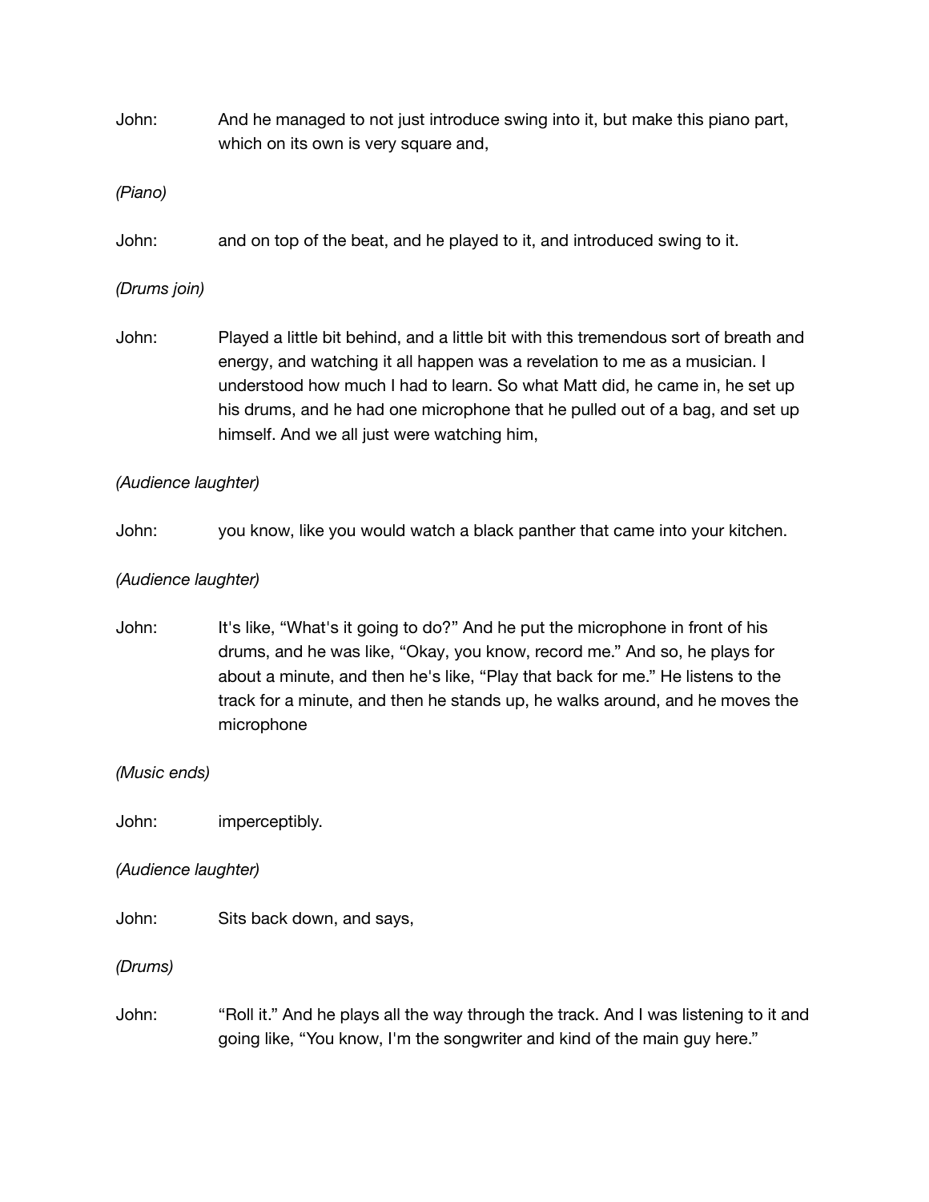John: And he managed to not just introduce swing into it, but make this piano part, which on its own is very square and,

*(Piano)*

John: and on top of the beat, and he played to it, and introduced swing to it.

*(Drums join)*

John: Played a little bit behind, and a little bit with this tremendous sort of breath and energy, and watching it all happen was a revelation to me as a musician. I understood how much I had to learn. So what Matt did, he came in, he set up his drums, and he had one microphone that he pulled out of a bag, and set up himself. And we all just were watching him,

*(Audience laughter)*

John: you know, like you would watch a black panther that came into your kitchen.

*(Audience laughter)*

John: It's like, "What's it going to do?" And he put the microphone in front of his drums, and he was like, "Okay, you know, record me." And so, he plays for about a minute, and then he's like, "Play that back for me." He listens to the track for a minute, and then he stands up, he walks around, and he moves the microphone

*(Music ends)*

John: imperceptibly.

*(Audience laughter)*

John: Sits back down, and says,

*(Drums)*

John: "Roll it." And he plays all the way through the track. And I was listening to it and going like, "You know, I'm the songwriter and kind of the main guy here."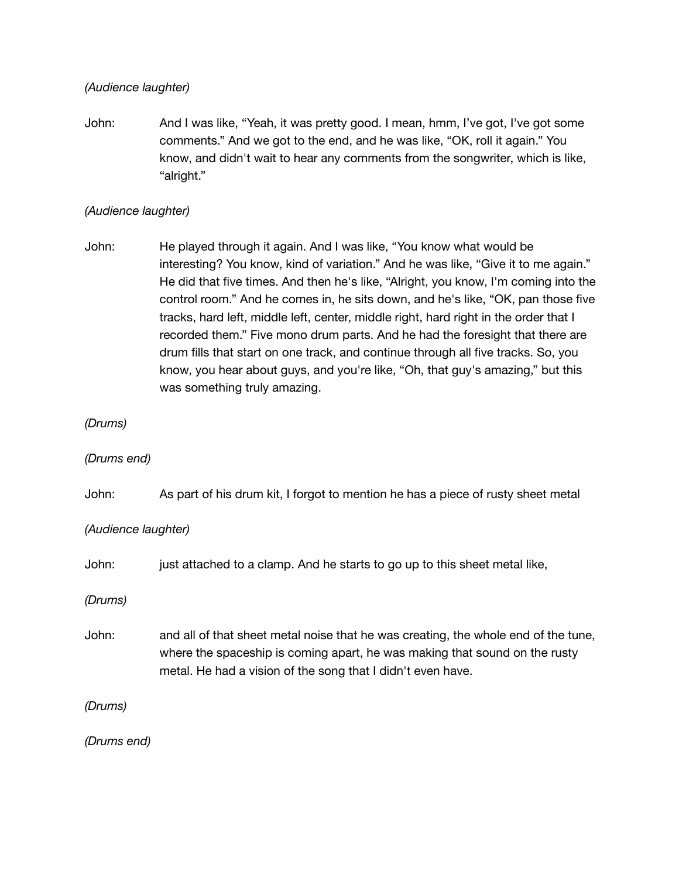*(Audience laughter)*

John: And I was like, "Yeah, it was pretty good. I mean, hmm, I've got, I've got some comments." And we got to the end, and he was like, "OK, roll it again." You know, and didn't wait to hear any comments from the songwriter, which is like, "alright."

*(Audience laughter)*

John: He played through it again. And I was like, "You know what would be interesting? You know, kind of variation." And he was like, "Give it to me again." He did that five times. And then he's like, "Alright, you know, I'm coming into the control room." And he comes in, he sits down, and he's like, "OK, pan those five tracks, hard left, middle left, center, middle right, hard right in the order that I recorded them." Five mono drum parts. And he had the foresight that there are drum fills that start on one track, and continue through all five tracks. So, you know, you hear about guys, and you're like, "Oh, that guy's amazing," but this was something truly amazing.

*(Drums)*

*(Drums end)*

John: As part of his drum kit, I forgot to mention he has a piece of rusty sheet metal

*(Audience laughter)*

John: just attached to a clamp. And he starts to go up to this sheet metal like,

*(Drums)*

John: and all of that sheet metal noise that he was creating, the whole end of the tune, where the spaceship is coming apart, he was making that sound on the rusty metal. He had a vision of the song that I didn't even have.

*(Drums)*

*(Drums end)*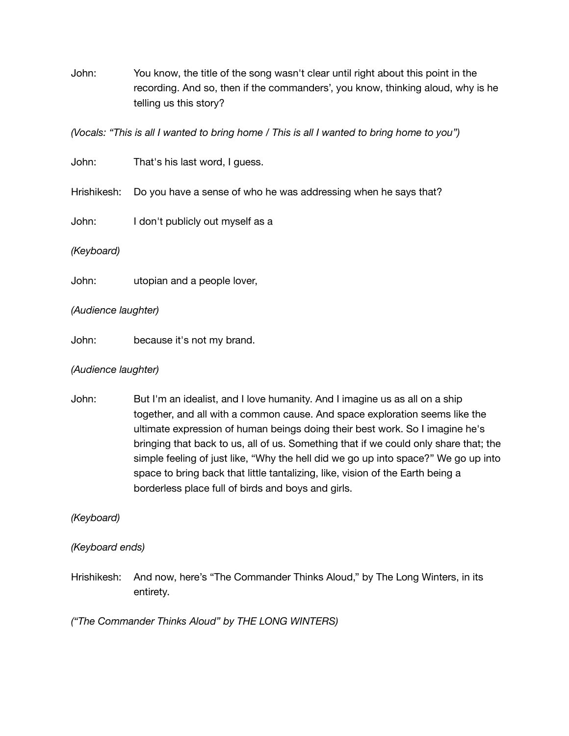John: You know, the title of the song wasn't clear until right about this point in the recording. And so, then if the commanders', you know, thinking aloud, why is he telling us this story?

*(Vocals: "This is all I wanted to bring home / This is all I wanted to bring home to you")*

John: That's his last word, I guess.

Hrishikesh: Do you have a sense of who he was addressing when he says that?

John: I don't publicly out myself as a

*(Keyboard)*

John: utopian and a people lover,

*(Audience laughter)*

John: because it's not my brand.

*(Audience laughter)*

John: But I'm an idealist, and I love humanity. And I imagine us as all on a ship together, and all with a common cause. And space exploration seems like the ultimate expression of human beings doing their best work. So I imagine he's bringing that back to us, all of us. Something that if we could only share that; the simple feeling of just like, "Why the hell did we go up into space?" We go up into space to bring back that little tantalizing, like, vision of the Earth being a borderless place full of birds and boys and girls.

*(Keyboard)*

*(Keyboard ends)*

Hrishikesh: And now, here's "The Commander Thinks Aloud," by The Long Winters, in its entirety.

*("The Commander Thinks Aloud" by THE LONG WINTERS)*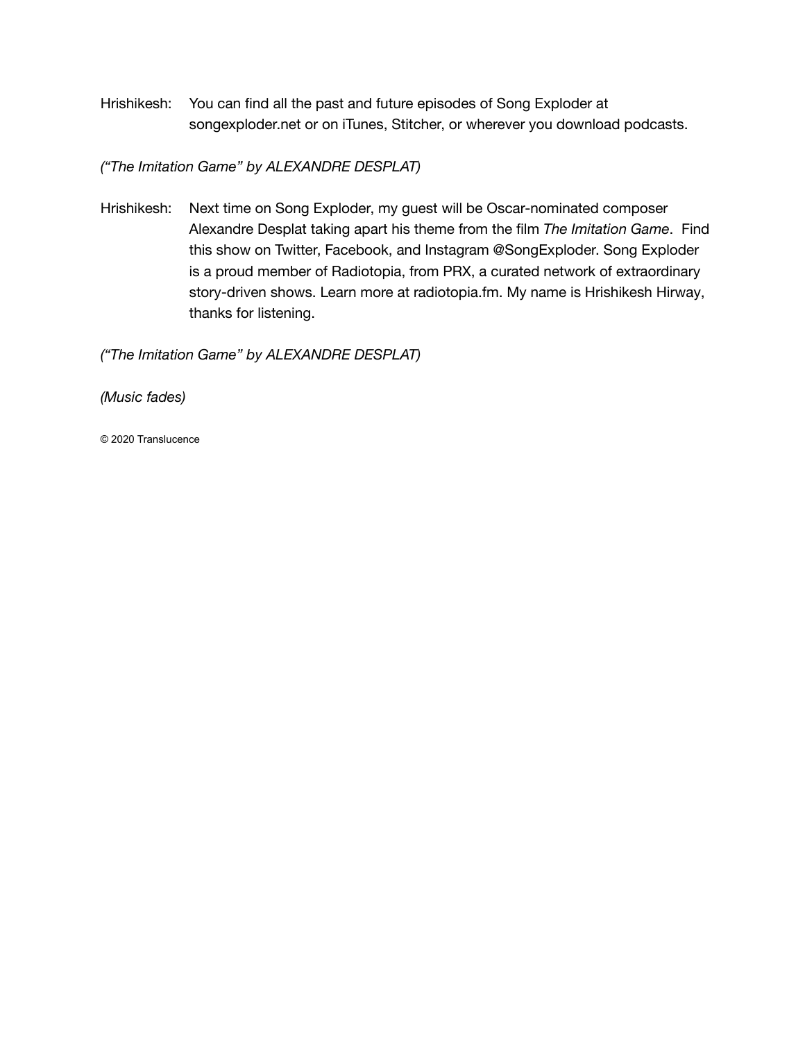Hrishikesh: You can find all the past and future episodes of Song Exploder at songexploder.net or on iTunes, Stitcher, or wherever you download podcasts.

*("The Imitation Game" by ALEXANDRE DESPLAT)*

Hrishikesh: Next time on Song Exploder, my guest will be Oscar-nominated composer Alexandre Desplat taking apart his theme from the film *The Imitation Game*. Find this show on Twitter, Facebook, and Instagram @SongExploder. Song Exploder is a proud member of Radiotopia, from PRX, a curated network of extraordinary story-driven shows. Learn more at radiotopia.fm. My name is Hrishikesh Hirway, thanks for listening.

*("The Imitation Game" by ALEXANDRE DESPLAT)*

*(Music fades)*

© 2020 Translucence